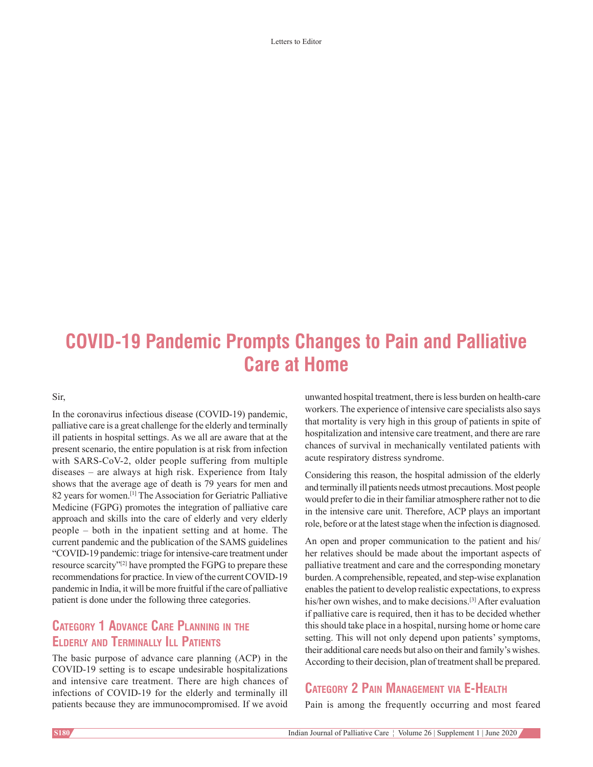# COVID-19 Pandemic Prompts Changes to Pain and Palliative Care at Home

Sir,

In the coronavirus infectious disease (COVID-19) pandemic, palliative care is a great challenge for the elderly and terminally ill patients in hospital settings. As we all are aware that at the present scenario, the entire population is at risk from infection with SARS-CoV-2, older people suffering from multiple diseases – are always at high risk. Experience from Italy shows that the average age of death is 79 years for men and 82 years for women.[1] The Association for Geriatric Palliative Medicine (FGPG) promotes the integration of palliative care approach and skills into the care of elderly and very elderly people – both in the inpatient setting and at home. The current pandemic and the publication of the SAMS guidelines "COVID-19 pandemic: triage for intensive-care treatment under resource scarcity"[2] have prompted the FGPG to prepare these recommendations for practice. In view of the current COVID-19 pandemic in India, it will be more fruitful if the care of palliative patient is done under the following three categories.

## Category 1 Advance Care Planning in the Elderly and Terminally Ill Patients

The basic purpose of advance care planning (ACP) in the COVID-19 setting is to escape undesirable hospitalizations and intensive care treatment. There are high chances of infections of COVID-19 for the elderly and terminally ill patients because they are immunocompromised. If we avoid unwanted hospital treatment, there is less burden on health-care workers. The experience of intensive care specialists also says that mortality is very high in this group of patients in spite of hospitalization and intensive care treatment, and there are rare chances of survival in mechanically ventilated patients with acute respiratory distress syndrome.

Considering this reason, the hospital admission of the elderly and terminally ill patients needs utmost precautions. Most people would prefer to die in their familiar atmosphere rather not to die in the intensive care unit. Therefore, ACP plays an important role, before or at the latest stage when the infection is diagnosed.

An open and proper communication to the patient and his/her relatives should be made about the important aspects of palliative treatment and care and the corresponding monetary burden. A comprehensible, repeated, and step-wise explanation enables the patient to develop realistic expectations, to express his/her own wishes, and to make decisions.[3] After evaluation if palliative care is required, then it has to be decided whether this should take place in a hospital, nursing home or home care setting. This will not only depend upon patients' symptoms, their additional care needs but also on their and family's wishes. According to their decision, plan of treatment shall be prepared.

## Category 2 Pain Management via E-Health

Pain is among the frequently occurring and most feared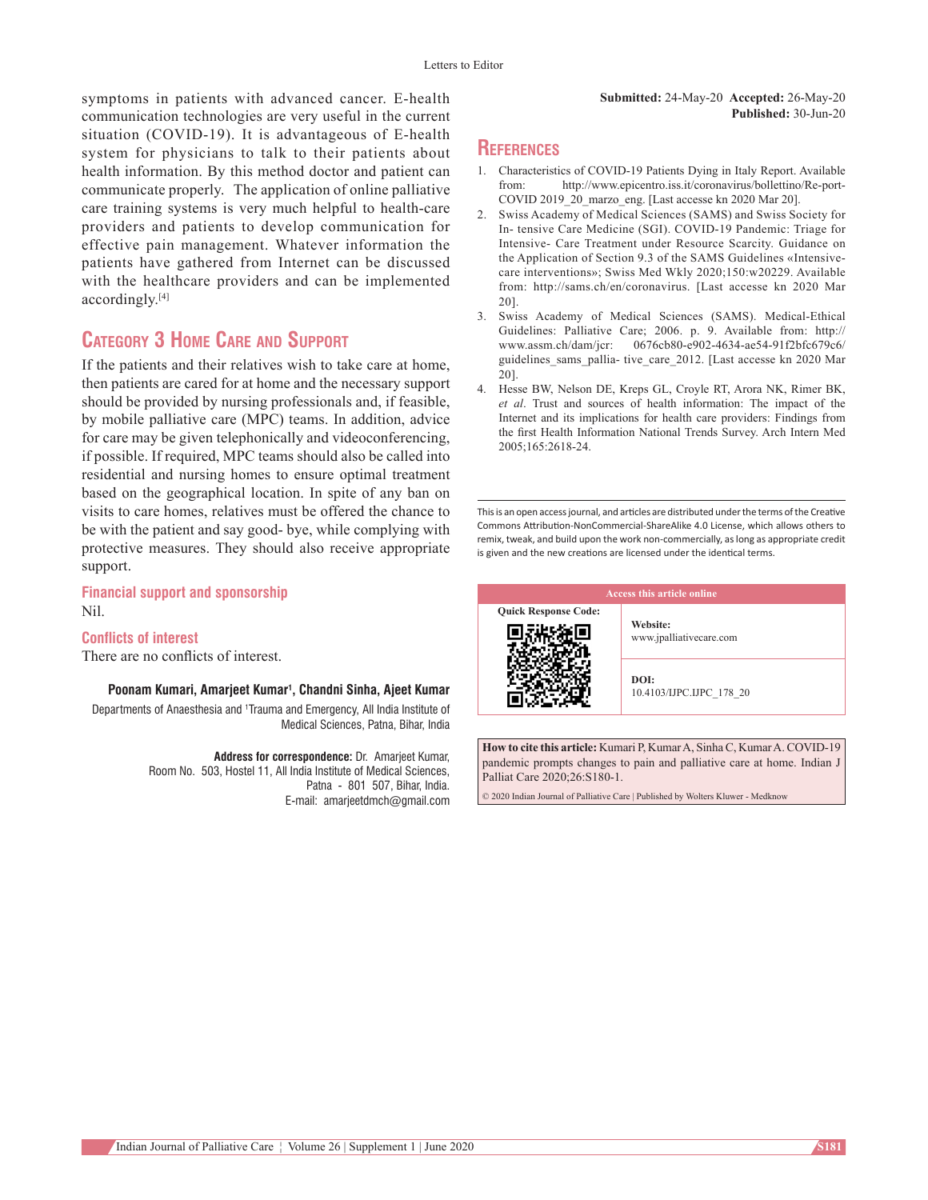symptoms in patients with advanced cancer. E-health communication technologies are very useful in the current situation (COVID-19). It is advantageous of E-health system for physicians to talk to their patients about health information. By this method doctor and patient can communicate properly. The application of online palliative care training systems is very much helpful to health-care providers and patients to develop communication for effective pain management. Whatever information the patients have gathered from Internet can be discussed with the healthcare providers and can be implemented accordingly.[4]

## Category 3 Home Care and Support

If the patients and their relatives wish to take care at home, then patients are cared for at home and the necessary support should be provided by nursing professionals and, if feasible, by mobile palliative care (MPC) teams. In addition, advice for care may be given telephonically and videoconferencing, if possible. If required, MPC teams should also be called into residential and nursing homes to ensure optimal treatment based on the geographical location. In spite of any ban on visits to care homes, relatives must be offered the chance to be with the patient and say good- bye, while complying with protective measures. They should also receive appropriate support.

### Financial support and sponsorship

Nil.

### Conflicts of interest

There are no conflicts of interest.

**Poonam Kumari, Amarjeet Kumar[1], Chandni Sinha, Ajeet Kumar**

Departments of Anaesthesia and [1]Trauma and Emergency, All India Institute of Medical Sciences, Patna, Bihar, India

**Address for correspondence:** Dr. Amarjeet Kumar, Room No. 503, Hostel 11, All India Institute of Medical Sciences, Patna - 801 507, Bihar, India.
E-mail: amarjeetdmch@gmail.com

**Submitted:** 24-May-20 **Accepted:** 26-May-20 **Published:** 30-Jun-20

## References

1. Characteristics of COVID-19 Patients Dying in Italy Report. Available from: http://www.epicentro.iss.it/coronavirus/bollettino/Re-port-COVID 2019_20_marzo_eng. [Last accesse kn 2020 Mar 20].
2. Swiss Academy of Medical Sciences (SAMS) and Swiss Society for In- tensive Care Medicine (SGI). COVID-19 Pandemic: Triage for Intensive- Care Treatment under Resource Scarcity. Guidance on the Application of Section 9.3 of the SAMS Guidelines «Intensive-care interventions»; Swiss Med Wkly 2020;150:w20229. Available from: http://sams.ch/en/coronavirus. [Last accesse kn 2020 Mar 20].
3. Swiss Academy of Medical Sciences (SAMS). Medical-Ethical Guidelines: Palliative Care; 2006. p. 9. Available from: http://www.assm.ch/dam/jcr: 0676cb80-e902-4634-ae54-91f2bfc679c6/guidelines_sams_pallia- tive_care_2012. [Last accesse kn 2020 Mar 20].
4. Hesse BW, Nelson DE, Kreps GL, Croyle RT, Arora NK, Rimer BK, *et al*. Trust and sources of health information: The impact of the Internet and its implications for health care providers: Findings from the first Health Information National Trends Survey. Arch Intern Med 2005;165:2618-24.

This is an open access journal, and articles are distributed under the terms of the Creative Commons Attribution-NonCommercial-ShareAlike 4.0 License, which allows others to remix, tweak, and build upon the work non-commercially, as long as appropriate credit is given and the new creations are licensed under the identical terms.

| Access this article online | |
|---|---|
| Quick Response Code: | **Website:** www.jpalliativecare.com |
| | **DOI:** 10.4103/IJPC.IJPC_178_20 |

**How to cite this article:** Kumari P, Kumar A, Sinha C, Kumar A. COVID-19 pandemic prompts changes to pain and palliative care at home. Indian J Palliat Care 2020;26:S180-1.

© 2020 Indian Journal of Palliative Care | Published by Wolters Kluwer - Medknow